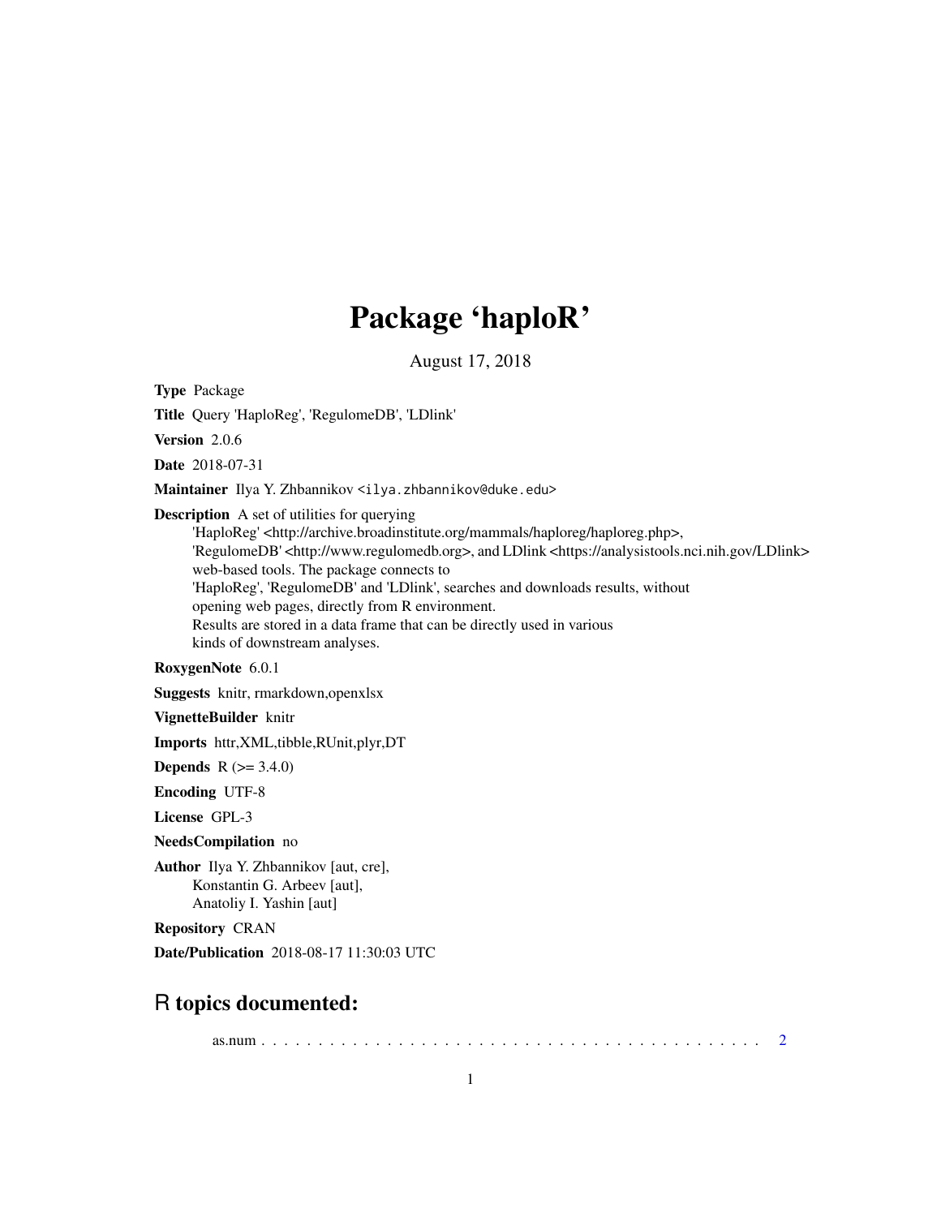# Package 'haploR'

August 17, 2018

**Type** Package

**Title** Query 'HaploReg', 'RegulomeDB', 'LDlink'

**Version** 2.0.6

**Date** 2018-07-31

**Maintainer** Ilya Y. Zhbannikov <ilya.zhbannikov@duke.edu>

**Description** A set of utilities for querying
'HaploReg' <http://archive.broadinstitute.org/mammals/haploreg/haploreg.php>,
'RegulomeDB' <http://www.regulomedb.org>, and LDlink <https://analysistools.nci.nih.gov/LDlink>
web-based tools. The package connects to
'HaploReg', 'RegulomeDB' and 'LDlink', searches and downloads results, without
opening web pages, directly from R environment.
Results are stored in a data frame that can be directly used in various
kinds of downstream analyses.

**RoxygenNote** 6.0.1

**Suggests** knitr, rmarkdown,openxlsx

**VignetteBuilder** knitr

**Imports** httr,XML,tibble,RUnit,plyr,DT

**Depends** R (>= 3.4.0)

**Encoding** UTF-8

**License** GPL-3

**NeedsCompilation** no

**Author** Ilya Y. Zhbannikov [aut, cre],
Konstantin G. Arbeev [aut],
Anatoliy I. Yashin [aut]

**Repository** CRAN

**Date/Publication** 2018-08-17 11:30:03 UTC

## R topics documented:

as.num . . . . . . . . . . . . . . . . . . . . . . . . . . . . . . . . . . . . . . . . . . 2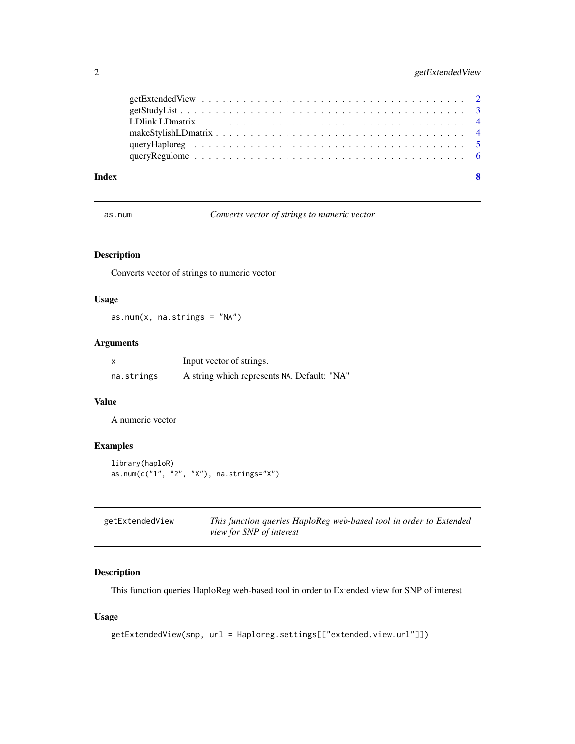getExtendedView . . . . . . . . . . . . . . . . . . . . . . . . . . . . . . . . . . . . 2
getStudyList . . . . . . . . . . . . . . . . . . . . . . . . . . . . . . . . . . . . . . 3
LDlink.LDmatrix . . . . . . . . . . . . . . . . . . . . . . . . . . . . . . . . . . . . 4
makeStylishLDmatrix . . . . . . . . . . . . . . . . . . . . . . . . . . . . . . . . . 4
queryHaploreg . . . . . . . . . . . . . . . . . . . . . . . . . . . . . . . . . . . . . 5
queryRegulome . . . . . . . . . . . . . . . . . . . . . . . . . . . . . . . . . . . . . 6

**Index** **8**

---

## as.num — *Converts vector of strings to numeric vector*

### Description

Converts vector of strings to numeric vector

### Usage

```
as.num(x, na.strings = "NA")
```

### Arguments

| | |
|---|---|
| x | Input vector of strings. |
| na.strings | A string which represents NA. Default: "NA" |

### Value

A numeric vector

### Examples

```
library(haploR)
as.num(c("1", "2", "X"), na.strings="X")
```

---

## getExtendedView — *This function queries HaploReg web-based tool in order to Extended view for SNP of interest*

### Description

This function queries HaploReg web-based tool in order to Extended view for SNP of interest

### Usage

```
getExtendedView(snp, url = Haploreg.settings[["extended.view.url"]])
```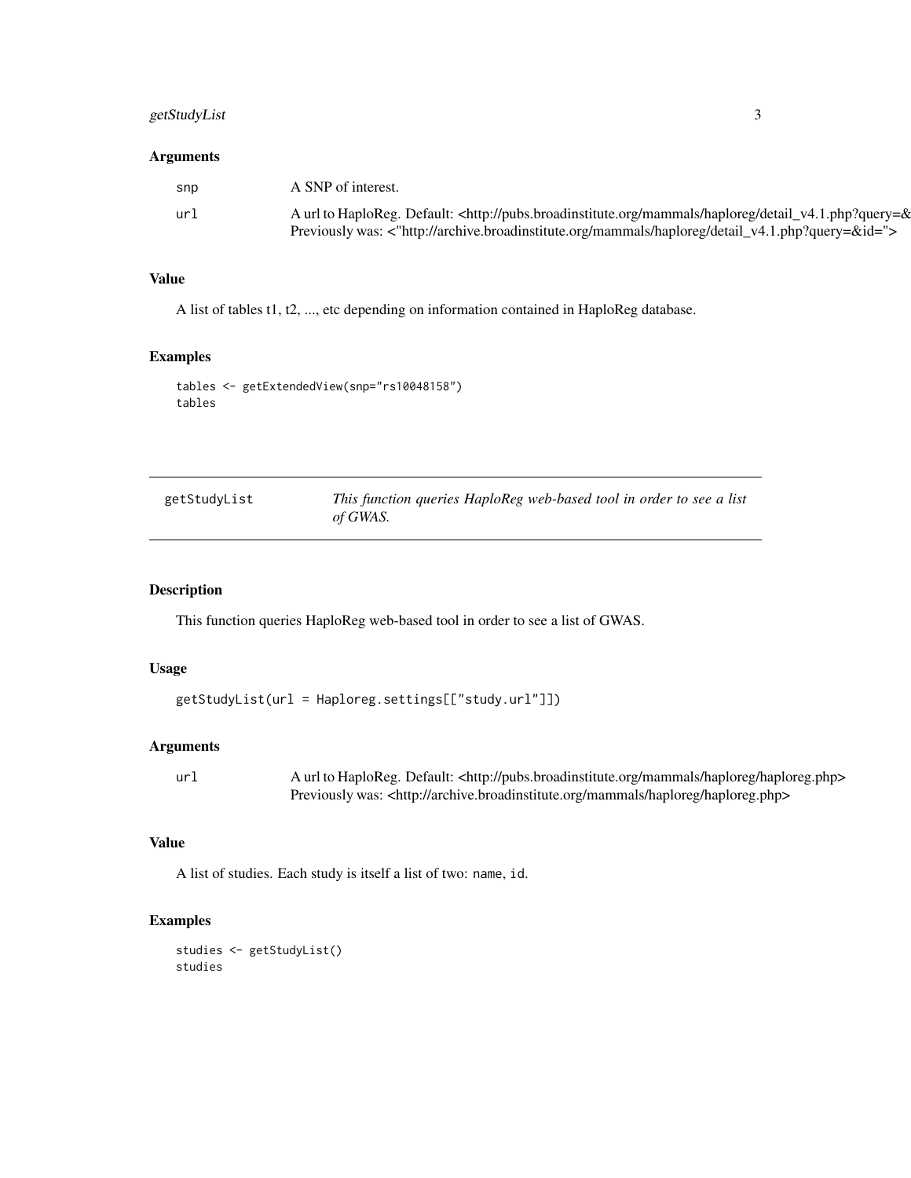### Arguments

| | |
|---|---|
| snp | A SNP of interest. |
| url | A url to HaploReg. Default: <http://pubs.broadinstitute.org/mammals/haploreg/detail_v4.1.php?query=& Previously was: <"http://archive.broadinstitute.org/mammals/haploreg/detail_v4.1.php?query=&id="> |

### Value

A list of tables t1, t2, ..., etc depending on information contained in HaploReg database.

### Examples

```
tables <- getExtendedView(snp="rs10048158")
tables
```

---

## getStudyList — *This function queries HaploReg web-based tool in order to see a list of GWAS.*

---

### Description

This function queries HaploReg web-based tool in order to see a list of GWAS.

### Usage

```
getStudyList(url = Haploreg.settings[["study.url"]])
```

### Arguments

| | |
|---|---|
| url | A url to HaploReg. Default: <http://pubs.broadinstitute.org/mammals/haploreg/haploreg.php> Previously was: <http://archive.broadinstitute.org/mammals/haploreg/haploreg.php> |

### Value

A list of studies. Each study is itself a list of two: name, id.

### Examples

```
studies <- getStudyList()
studies
```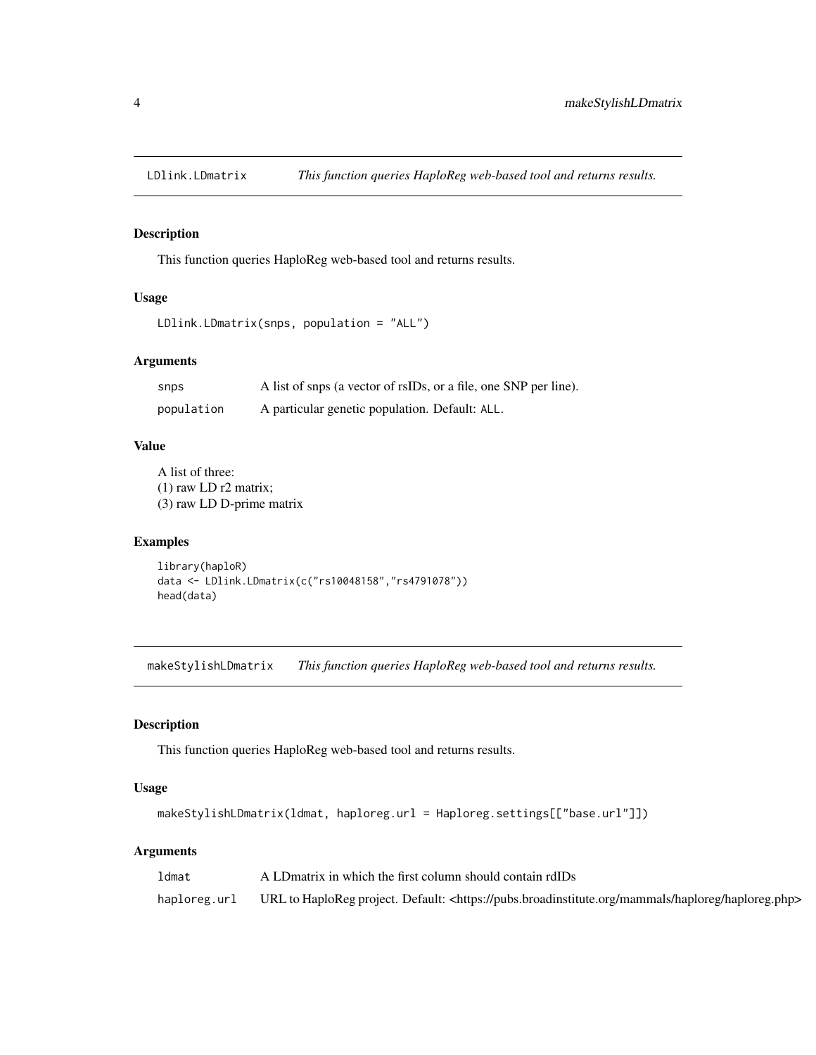## LDlink.LDmatrix *This function queries HaploReg web-based tool and returns results.*

### Description

This function queries HaploReg web-based tool and returns results.

### Usage

```
LDlink.LDmatrix(snps, population = "ALL")
```

### Arguments

| | |
|---|---|
| snps | A list of snps (a vector of rsIDs, or a file, one SNP per line). |
| population | A particular genetic population. Default: ALL. |

### Value

A list of three:
(1) raw LD r2 matrix;
(3) raw LD D-prime matrix

### Examples

```
library(haploR)
data <- LDlink.LDmatrix(c("rs10048158","rs4791078"))
head(data)
```

## makeStylishLDmatrix *This function queries HaploReg web-based tool and returns results.*

### Description

This function queries HaploReg web-based tool and returns results.

### Usage

```
makeStylishLDmatrix(ldmat, haploreg.url = Haploreg.settings[["base.url"]])
```

### Arguments

| | |
|---|---|
| ldmat | A LDmatrix in which the first column should contain rdIDs |
| haploreg.url | URL to HaploReg project. Default: <https://pubs.broadinstitute.org/mammals/haploreg/haploreg.php> |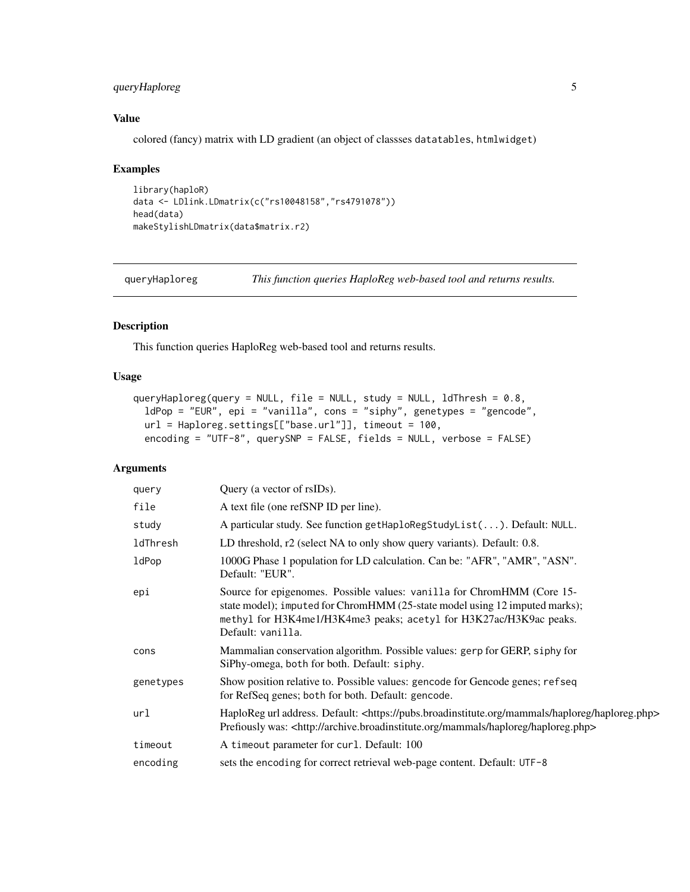### Value

colored (fancy) matrix with LD gradient (an object of classses datatables, htmlwidget)

### Examples

```
library(haploR)
data <- LDlink.LDmatrix(c("rs10048158","rs4791078"))
head(data)
makeStylishLDmatrix(data$matrix.r2)
```

---

## queryHaploreg — *This function queries HaploReg web-based tool and returns results.*

---

### Description

This function queries HaploReg web-based tool and returns results.

### Usage

```
queryHaploreg(query = NULL, file = NULL, study = NULL, ldThresh = 0.8,
  ldPop = "EUR", epi = "vanilla", cons = "siphy", genetypes = "gencode",
  url = Haploreg.settings[["base.url"]], timeout = 100,
  encoding = "UTF-8", querySNP = FALSE, fields = NULL, verbose = FALSE)
```

### Arguments

| | |
|---|---|
| query | Query (a vector of rsIDs). |
| file | A text file (one refSNP ID per line). |
| study | A particular study. See function getHaploRegStudyList(...). Default: NULL. |
| ldThresh | LD threshold, r2 (select NA to only show query variants). Default: 0.8. |
| ldPop | 1000G Phase 1 population for LD calculation. Can be: "AFR", "AMR", "ASN". Default: "EUR". |
| epi | Source for epigenomes. Possible values: vanilla for ChromHMM (Core 15-state model); imputed for ChromHMM (25-state model using 12 imputed marks); methyl for H3K4me1/H3K4me3 peaks; acetyl for H3K27ac/H3K9ac peaks. Default: vanilla. |
| cons | Mammalian conservation algorithm. Possible values: gerp for GERP, siphy for SiPhy-omega, both for both. Default: siphy. |
| genetypes | Show position relative to. Possible values: gencode for Gencode genes; refseq for RefSeq genes; both for both. Default: gencode. |
| url | HaploReg url address. Default: <https://pubs.broadinstitute.org/mammals/haploreg/haploreg.php> Prefiously was: <http://archive.broadinstitute.org/mammals/haploreg/haploreg.php> |
| timeout | A timeout parameter for curl. Default: 100 |
| encoding | sets the encoding for correct retrieval web-page content. Default: UTF-8 |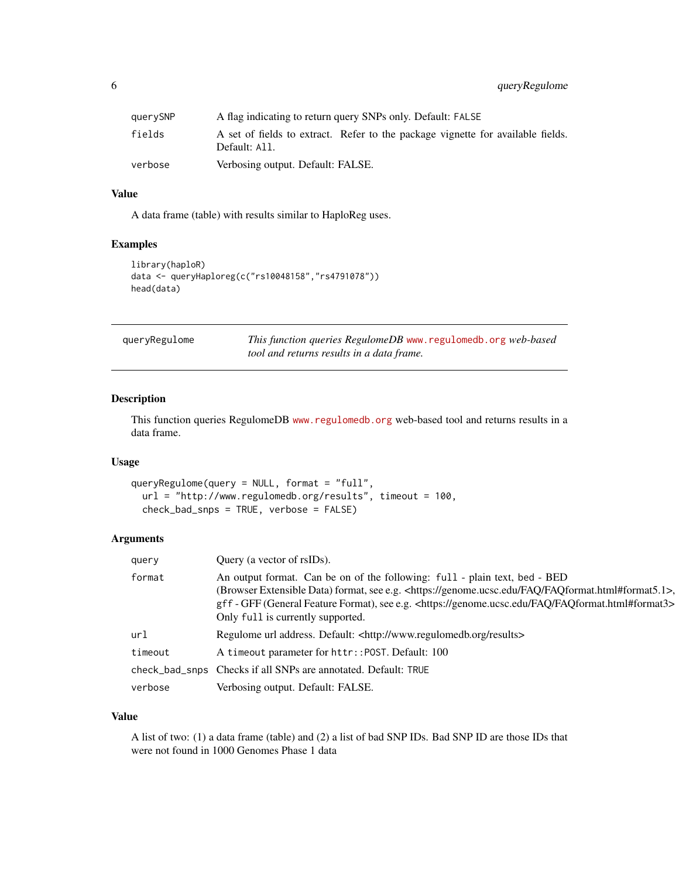| | |
|---|---|
| querySNP | A flag indicating to return query SNPs only. Default: FALSE |
| fields | A set of fields to extract. Refer to the package vignette for available fields. Default: All. |
| verbose | Verbosing output. Default: FALSE. |

### Value

A data frame (table) with results similar to HaploReg uses.

### Examples

```
library(haploR)
data <- queryHaploreg(c("rs10048158","rs4791078"))
head(data)
```

---

## queryRegulome

*This function queries RegulomeDB www.regulomedb.org web-based tool and returns results in a data frame.*

---

### Description

This function queries RegulomeDB www.regulomedb.org web-based tool and returns results in a data frame.

### Usage

```
queryRegulome(query = NULL, format = "full",
  url = "http://www.regulomedb.org/results", timeout = 100,
  check_bad_snps = TRUE, verbose = FALSE)
```

### Arguments

| | |
|---|---|
| query | Query (a vector of rsIDs). |
| format | An output format. Can be on of the following: full - plain text, bed - BED (Browser Extensible Data) format, see e.g. <https://genome.ucsc.edu/FAQ/FAQformat.html#format5.1>, gff - GFF (General Feature Format), see e.g. <https://genome.ucsc.edu/FAQ/FAQformat.html#format3> Only full is currently supported. |
| url | Regulome url address. Default: <http://www.regulomedb.org/results> |
| timeout | A timeout parameter for httr::POST. Default: 100 |
| check_bad_snps | Checks if all SNPs are annotated. Default: TRUE |
| verbose | Verbosing output. Default: FALSE. |

### Value

A list of two: (1) a data frame (table) and (2) a list of bad SNP IDs. Bad SNP ID are those IDs that were not found in 1000 Genomes Phase 1 data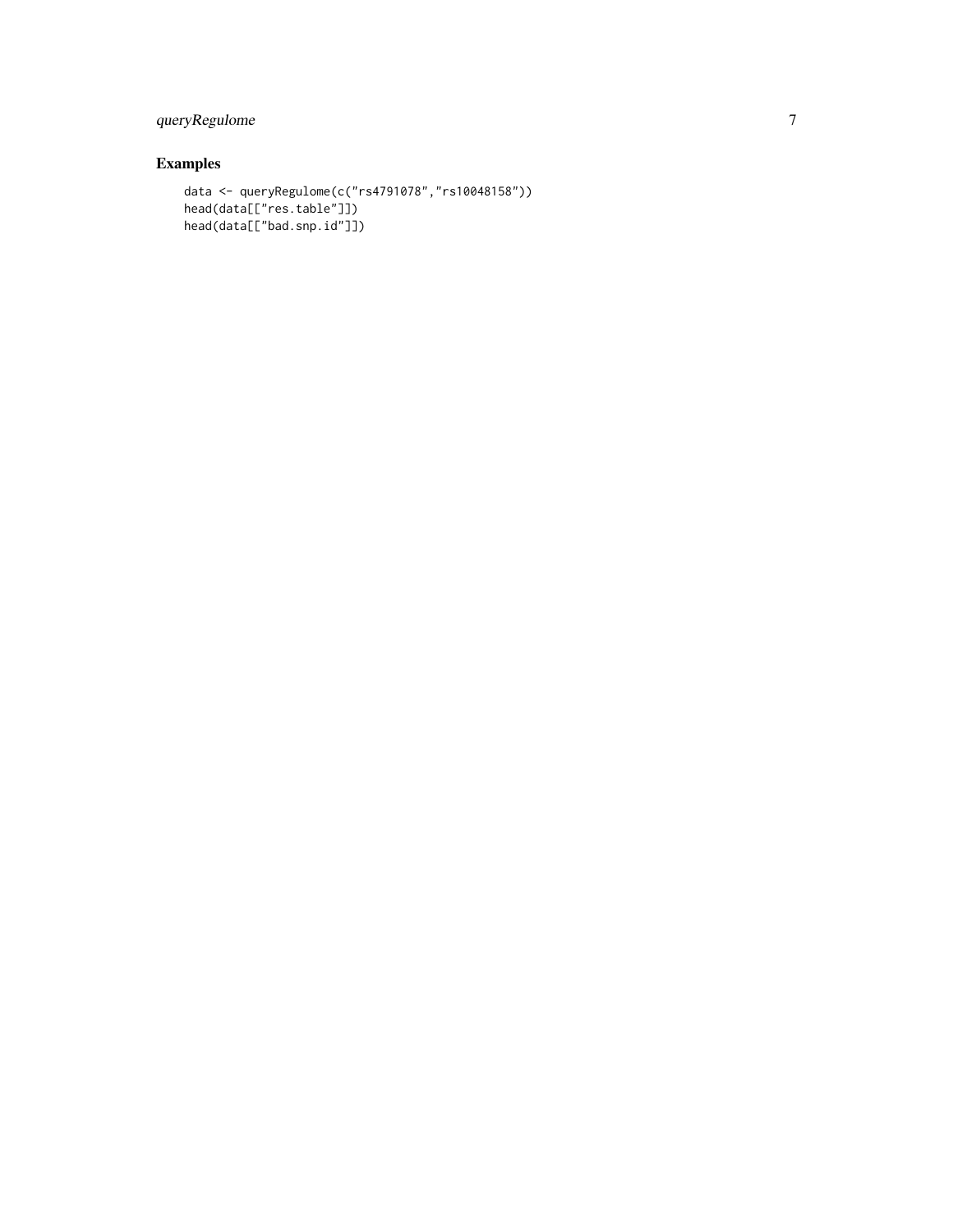## Examples

```
data <- queryRegulome(c("rs4791078","rs10048158"))
head(data[["res.table"]])
head(data[["bad.snp.id"]])
```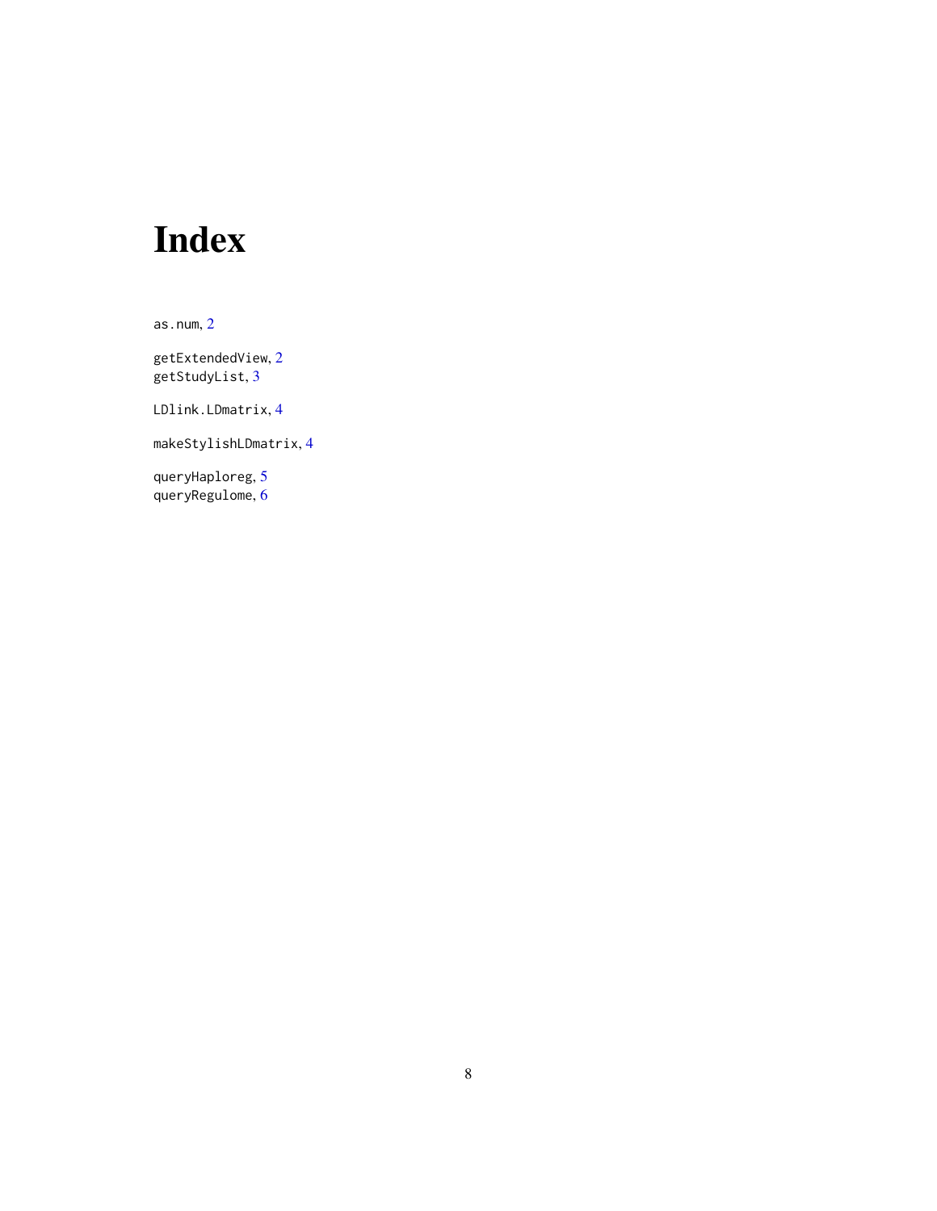# Index

as.num, 2

getExtendedView, 2
getStudyList, 3

LDlink.LDmatrix, 4

makeStylishLDmatrix, 4

queryHaploreg, 5
queryRegulome, 6